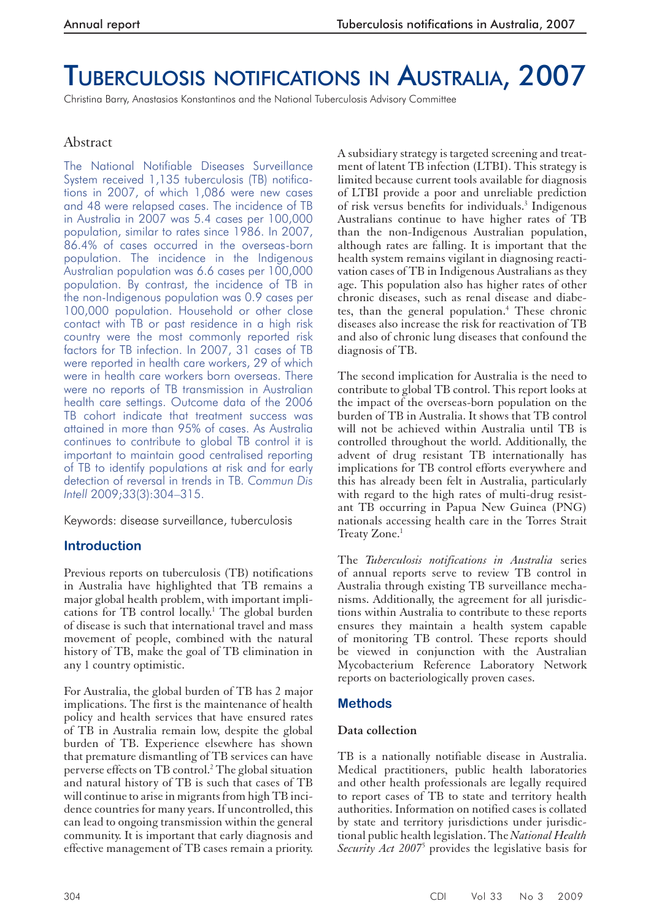# Tuberculosis notifications in Australia, 2007

Christina Barry, Anastasios Konstantinos and the National Tuberculosis Advisory Committee

## Abstract

The National Notifiable Diseases Surveillance System received 1,135 tuberculosis (TB) notifications in 2007, of which 1,086 were new cases and 48 were relapsed cases. The incidence of TB in Australia in 2007 was 5.4 cases per 100,000 population, similar to rates since 1986. In 2007, 86.4% of cases occurred in the overseas-born population. The incidence in the Indigenous Australian population was 6.6 cases per 100,000 population. By contrast, the incidence of TB in the non-Indigenous population was 0.9 cases per 100,000 population. Household or other close contact with TB or past residence in a high risk country were the most commonly reported risk factors for TB infection. In 2007, 31 cases of TB were reported in health care workers, 29 of which were in health care workers born overseas. There were no reports of TB transmission in Australian health care settings. Outcome data of the 2006 TB cohort indicate that treatment success was attained in more than 95% of cases. As Australia continues to contribute to global TB control it is important to maintain good centralised reporting of TB to identify populations at risk and for early detection of reversal in trends in TB. *Commun Dis Intell* 2009;33(3):304–315.

Keywords: disease surveillance, tuberculosis

## Introduction

Previous reports on tuberculosis (TB) notifications in Australia have highlighted that TB remains a major global health problem, with important implications for TB control locally.[1] The global burden of disease is such that international travel and mass movement of people, combined with the natural history of TB, make the goal of TB elimination in any 1 country optimistic.

For Australia, the global burden of TB has 2 major implications. The first is the maintenance of health policy and health services that have ensured rates of TB in Australia remain low, despite the global burden of TB. Experience elsewhere has shown that premature dismantling of TB services can have perverse effects on TB control.[2] The global situation and natural history of TB is such that cases of TB will continue to arise in migrants from high TB incidence countries for many years. If uncontrolled, this can lead to ongoing transmission within the general community. It is important that early diagnosis and effective management of TB cases remain a priority. A subsidiary strategy is targeted screening and treatment of latent TB infection (LTBI). This strategy is limited because current tools available for diagnosis of LTBI provide a poor and unreliable prediction of risk versus benefits for individuals.[3] Indigenous Australians continue to have higher rates of TB than the non-Indigenous Australian population, although rates are falling. It is important that the health system remains vigilant in diagnosing reactivation cases of TB in Indigenous Australians as they age. This population also has higher rates of other chronic diseases, such as renal disease and diabetes, than the general population.[4] These chronic diseases also increase the risk for reactivation of TB and also of chronic lung diseases that confound the diagnosis of TB.

The second implication for Australia is the need to contribute to global TB control. This report looks at the impact of the overseas-born population on the burden of TB in Australia. It shows that TB control will not be achieved within Australia until TB is controlled throughout the world. Additionally, the advent of drug resistant TB internationally has implications for TB control efforts everywhere and this has already been felt in Australia, particularly with regard to the high rates of multi-drug resistant TB occurring in Papua New Guinea (PNG) nationals accessing health care in the Torres Strait Treaty Zone.[1]

The *Tuberculosis notifications in Australia* series of annual reports serve to review TB control in Australia through existing TB surveillance mechanisms. Additionally, the agreement for all jurisdictions within Australia to contribute to these reports ensures they maintain a health system capable of monitoring TB control. These reports should be viewed in conjunction with the Australian Mycobacterium Reference Laboratory Network reports on bacteriologically proven cases.

## Methods

### Data collection

TB is a nationally notifiable disease in Australia. Medical practitioners, public health laboratories and other health professionals are legally required to report cases of TB to state and territory health authorities. Information on notified cases is collated by state and territory jurisdictions under jurisdictional public health legislation. The *National Health Security Act 2007*[5] provides the legislative basis for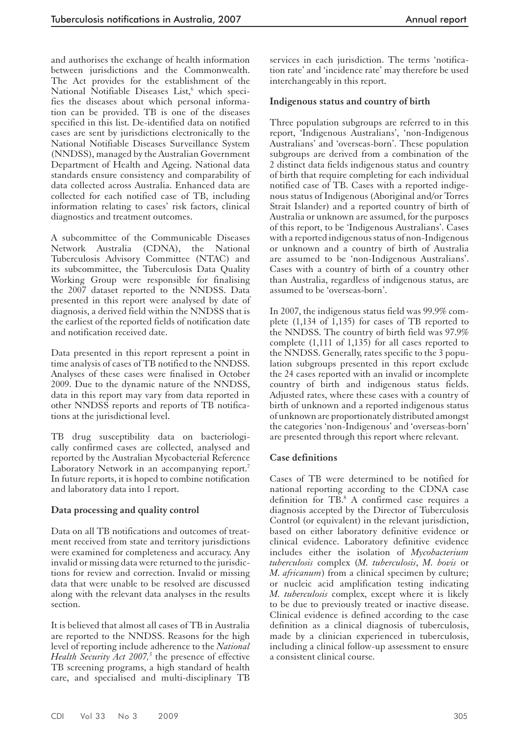and authorises the exchange of health information between jurisdictions and the Commonwealth. The Act provides for the establishment of the National Notifiable Diseases List,[6] which specifies the diseases about which personal information can be provided. TB is one of the diseases specified in this list. De-identified data on notified cases are sent by jurisdictions electronically to the National Notifiable Diseases Surveillance System (NNDSS), managed by the Australian Government Department of Health and Ageing. National data standards ensure consistency and comparability of data collected across Australia. Enhanced data are collected for each notified case of TB, including information relating to cases' risk factors, clinical diagnostics and treatment outcomes.

A subcommittee of the Communicable Diseases Network Australia (CDNA), the National Tuberculosis Advisory Committee (NTAC) and its subcommittee, the Tuberculosis Data Quality Working Group were responsible for finalising the 2007 dataset reported to the NNDSS. Data presented in this report were analysed by date of diagnosis, a derived field within the NNDSS that is the earliest of the reported fields of notification date and notification received date.

Data presented in this report represent a point in time analysis of cases of TB notified to the NNDSS. Analyses of these cases were finalised in October 2009. Due to the dynamic nature of the NNDSS, data in this report may vary from data reported in other NNDSS reports and reports of TB notifications at the jurisdictional level.

TB drug susceptibility data on bacteriologically confirmed cases are collected, analysed and reported by the Australian Mycobacterial Reference Laboratory Network in an accompanying report.[7] In future reports, it is hoped to combine notification and laboratory data into 1 report.

### Data processing and quality control

Data on all TB notifications and outcomes of treatment received from state and territory jurisdictions were examined for completeness and accuracy. Any invalid or missing data were returned to the jurisdictions for review and correction. Invalid or missing data that were unable to be resolved are discussed along with the relevant data analyses in the results section.

It is believed that almost all cases of TB in Australia are reported to the NNDSS. Reasons for the high level of reporting include adherence to the *National Health Security Act 2007,*[5] the presence of effective TB screening programs, a high standard of health care, and specialised and multi-disciplinary TB services in each jurisdiction. The terms 'notification rate' and 'incidence rate' may therefore be used interchangeably in this report.

### Indigenous status and country of birth

Three population subgroups are referred to in this report, 'Indigenous Australians', 'non-Indigenous Australians' and 'overseas-born'. These population subgroups are derived from a combination of the 2 distinct data fields indigenous status and country of birth that require completing for each individual notified case of TB. Cases with a reported indigenous status of Indigenous (Aboriginal and/or Torres Strait Islander) and a reported country of birth of Australia or unknown are assumed, for the purposes of this report, to be 'Indigenous Australians'. Cases with a reported indigenous status of non-Indigenous or unknown and a country of birth of Australia are assumed to be 'non-Indigenous Australians'. Cases with a country of birth of a country other than Australia, regardless of indigenous status, are assumed to be 'overseas-born'.

In 2007, the indigenous status field was 99.9% complete (1,134 of 1,135) for cases of TB reported to the NNDSS. The country of birth field was 97.9% complete (1,111 of 1,135) for all cases reported to the NNDSS. Generally, rates specific to the 3 population subgroups presented in this report exclude the 24 cases reported with an invalid or incomplete country of birth and indigenous status fields. Adjusted rates, where these cases with a country of birth of unknown and a reported indigenous status of unknown are proportionately distributed amongst the categories 'non-Indigenous' and 'overseas-born' are presented through this report where relevant.

### Case definitions

Cases of TB were determined to be notified for national reporting according to the CDNA case definition for TB.[8] A confirmed case requires a diagnosis accepted by the Director of Tuberculosis Control (or equivalent) in the relevant jurisdiction, based on either laboratory definitive evidence or clinical evidence. Laboratory definitive evidence includes either the isolation of *Mycobacterium tuberculosis* complex (*M. tuberculosis*, *M. bovis* or *M. africanum*) from a clinical specimen by culture; or nucleic acid amplification testing indicating *M. tuberculosis* complex, except where it is likely to be due to previously treated or inactive disease. Clinical evidence is defined according to the case definition as a clinical diagnosis of tuberculosis, made by a clinician experienced in tuberculosis, including a clinical follow-up assessment to ensure a consistent clinical course.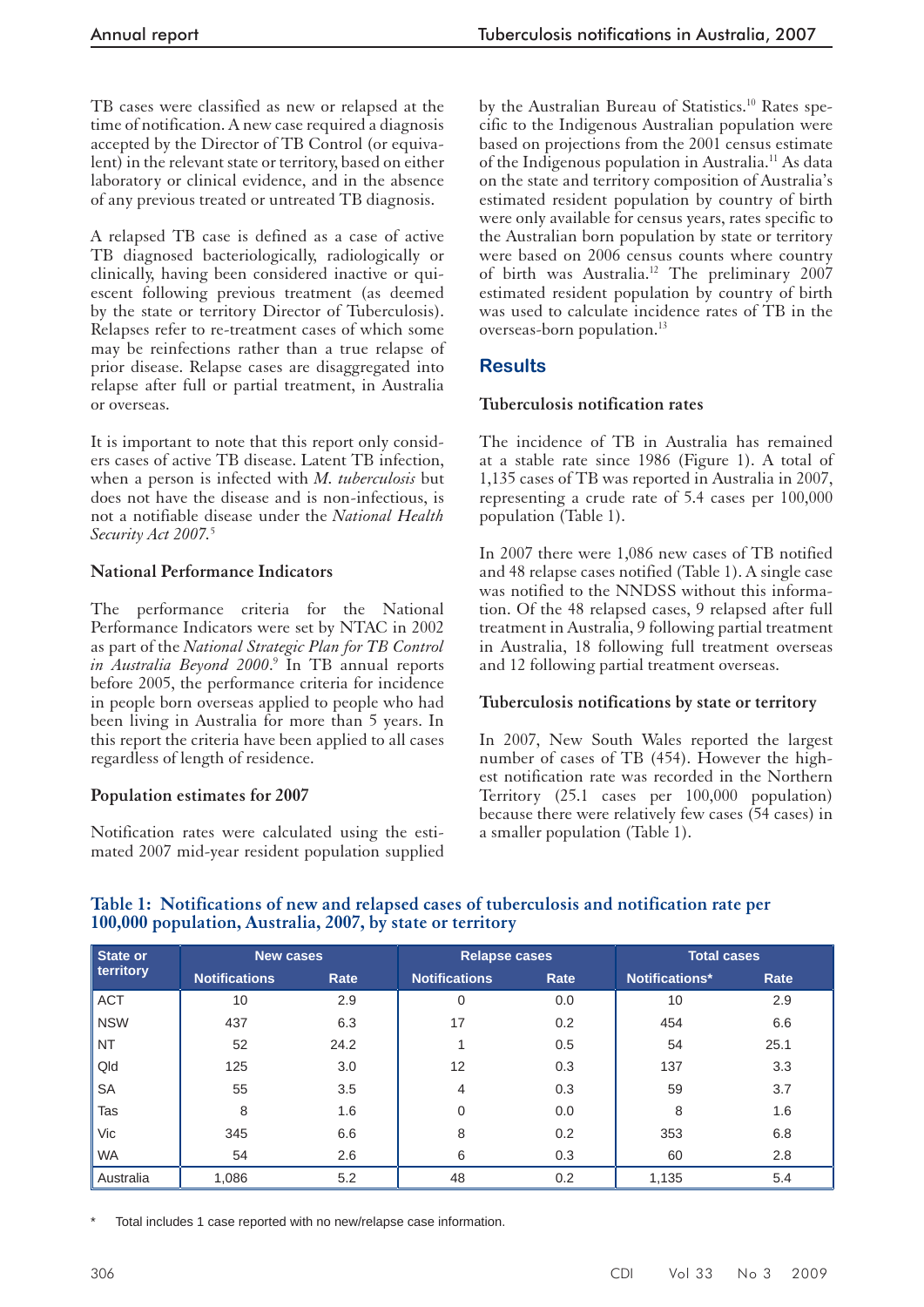TB cases were classified as new or relapsed at the time of notification. A new case required a diagnosis accepted by the Director of TB Control (or equivalent) in the relevant state or territory, based on either laboratory or clinical evidence, and in the absence of any previous treated or untreated TB diagnosis.

A relapsed TB case is defined as a case of active TB diagnosed bacteriologically, radiologically or clinically, having been considered inactive or quiescent following previous treatment (as deemed by the state or territory Director of Tuberculosis). Relapses refer to re-treatment cases of which some may be reinfections rather than a true relapse of prior disease. Relapse cases are disaggregated into relapse after full or partial treatment, in Australia or overseas.

It is important to note that this report only considers cases of active TB disease. Latent TB infection, when a person is infected with *M. tuberculosis* but does not have the disease and is non-infectious, is not a notifiable disease under the *National Health Security Act 2007*.[5]

### National Performance Indicators

The performance criteria for the National Performance Indicators were set by NTAC in 2002 as part of the *National Strategic Plan for TB Control in Australia Beyond 2000*.[9] In TB annual reports before 2005, the performance criteria for incidence in people born overseas applied to people who had been living in Australia for more than 5 years. In this report the criteria have been applied to all cases regardless of length of residence.

### Population estimates for 2007

Notification rates were calculated using the estimated 2007 mid-year resident population supplied by the Australian Bureau of Statistics.[10] Rates specific to the Indigenous Australian population were based on projections from the 2001 census estimate of the Indigenous population in Australia.[11] As data on the state and territory composition of Australia's estimated resident population by country of birth were only available for census years, rates specific to the Australian born population by state or territory were based on 2006 census counts where country of birth was Australia.[12] The preliminary 2007 estimated resident population by country of birth was used to calculate incidence rates of TB in the overseas-born population.[13]

## Results

### Tuberculosis notification rates

The incidence of TB in Australia has remained at a stable rate since 1986 (Figure 1). A total of 1,135 cases of TB was reported in Australia in 2007, representing a crude rate of 5.4 cases per 100,000 population (Table 1).

In 2007 there were 1,086 new cases of TB notified and 48 relapse cases notified (Table 1). A single case was notified to the NNDSS without this information. Of the 48 relapsed cases, 9 relapsed after full treatment in Australia, 9 following partial treatment in Australia, 18 following full treatment overseas and 12 following partial treatment overseas.

### Tuberculosis notifications by state or territory

In 2007, New South Wales reported the largest number of cases of TB (454). However the highest notification rate was recorded in the Northern Territory (25.1 cases per 100,000 population) because there were relatively few cases (54 cases) in a smaller population (Table 1).

**Table 1: Notifications of new and relapsed cases of tuberculosis and notification rate per 100,000 population, Australia, 2007, by state or territory**

| State or territory | New cases | | Relapse cases | | Total cases | |
|---|---|---|---|---|---|---|
| | Notifications | Rate | Notifications | Rate | Notifications* | Rate |
| ACT | 10 | 2.9 | 0 | 0.0 | 10 | 2.9 |
| NSW | 437 | 6.3 | 17 | 0.2 | 454 | 6.6 |
| NT | 52 | 24.2 | 1 | 0.5 | 54 | 25.1 |
| Qld | 125 | 3.0 | 12 | 0.3 | 137 | 3.3 |
| SA | 55 | 3.5 | 4 | 0.3 | 59 | 3.7 |
| Tas | 8 | 1.6 | 0 | 0.0 | 8 | 1.6 |
| Vic | 345 | 6.6 | 8 | 0.2 | 353 | 6.8 |
| WA | 54 | 2.6 | 6 | 0.3 | 60 | 2.8 |
| Australia | 1,086 | 5.2 | 48 | 0.2 | 1,135 | 5.4 |

\* Total includes 1 case reported with no new/relapse case information.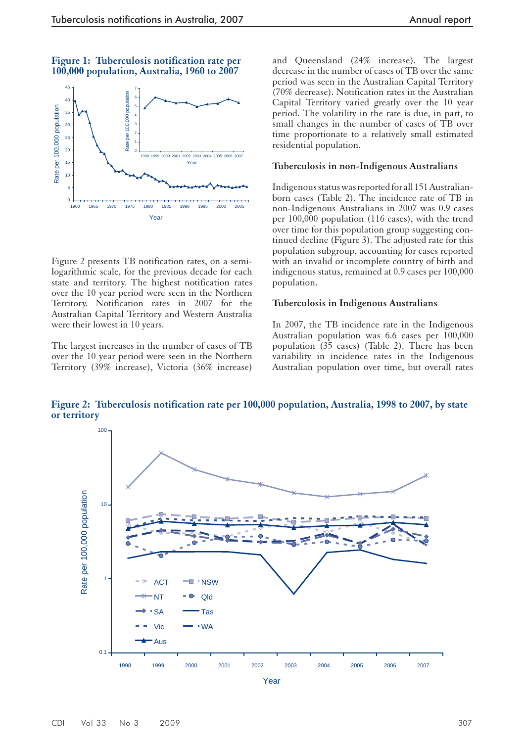**Figure 1: Tuberculosis notification rate per 100,000 population, Australia, 1960 to 2007**

Figure 2 presents TB notification rates, on a semi-logarithmic scale, for the previous decade for each state and territory. The highest notification rates over the 10 year period were seen in the Northern Territory. Notification rates in 2007 for the Australian Capital Territory and Western Australia were their lowest in 10 years.

The largest increases in the number of cases of TB over the 10 year period were seen in the Northern Territory (39% increase), Victoria (36% increase) and Queensland (24% increase). The largest decrease in the number of cases of TB over the same period was seen in the Australian Capital Territory (70% decrease). Notification rates in the Australian Capital Territory varied greatly over the 10 year period. The volatility in the rate is due, in part, to small changes in the number of cases of TB over time proportionate to a relatively small estimated residential population.

### Tuberculosis in non-Indigenous Australians

Indigenous status was reported for all 151 Australian-born cases (Table 2). The incidence rate of TB in non-Indigenous Australians in 2007 was 0.9 cases per 100,000 population (116 cases), with the trend over time for this population group suggesting continued decline (Figure 3). The adjusted rate for this population subgroup, accounting for cases reported with an invalid or incomplete country of birth and indigenous status, remained at 0.9 cases per 100,000 population.

### Tuberculosis in Indigenous Australians

In 2007, the TB incidence rate in the Indigenous Australian population was 6.6 cases per 100,000 population (35 cases) (Table 2). There has been variability in incidence rates in the Indigenous Australian population over time, but overall rates

**Figure 2: Tuberculosis notification rate per 100,000 population, Australia, 1998 to 2007, by state or territory**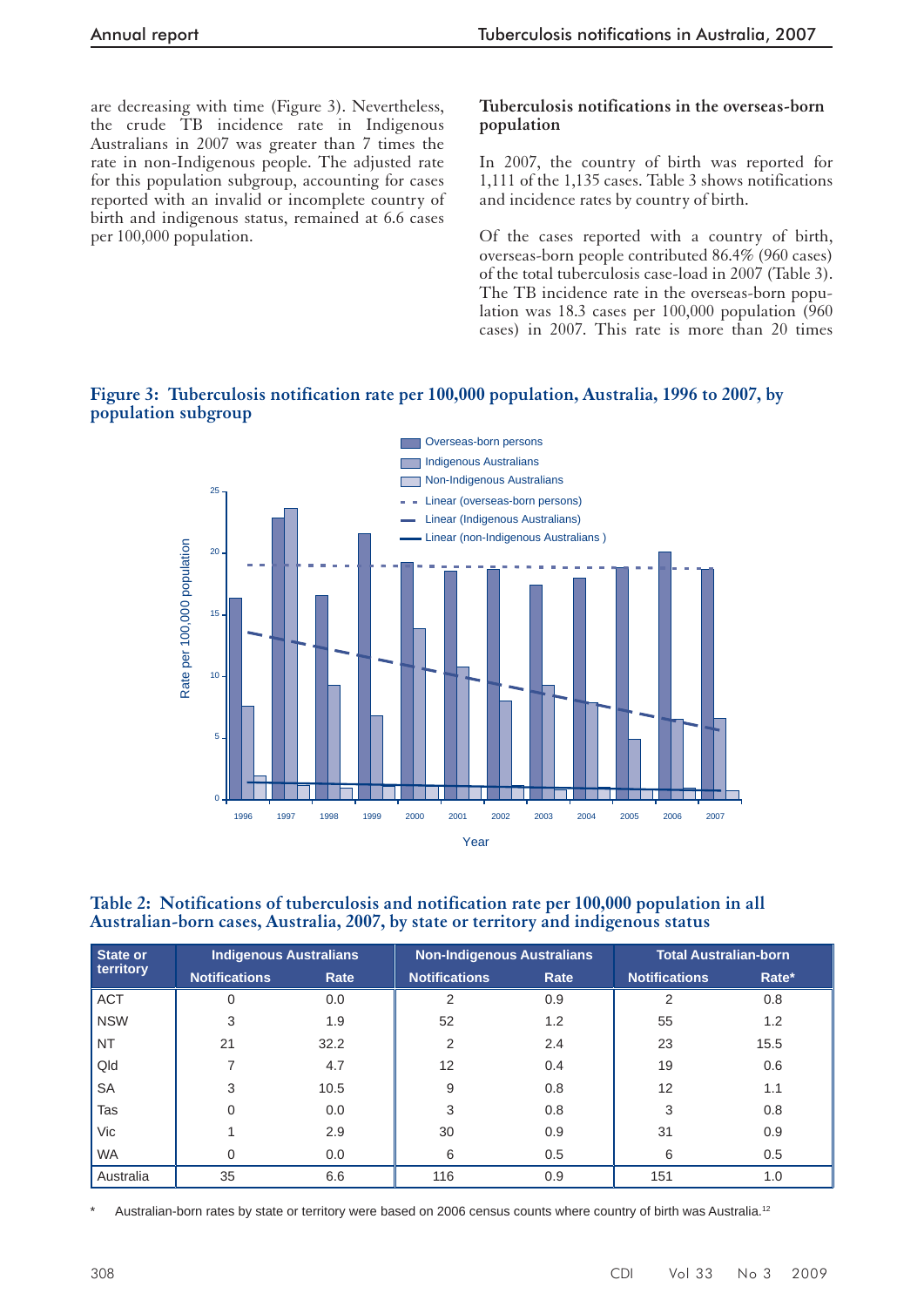are decreasing with time (Figure 3). Nevertheless, the crude TB incidence rate in Indigenous Australians in 2007 was greater than 7 times the rate in non-Indigenous people. The adjusted rate for this population subgroup, accounting for cases reported with an invalid or incomplete country of birth and indigenous status, remained at 6.6 cases per 100,000 population.

### Tuberculosis notifications in the overseas-born population

In 2007, the country of birth was reported for 1,111 of the 1,135 cases. Table 3 shows notifications and incidence rates by country of birth.

Of the cases reported with a country of birth, overseas-born people contributed 86.4% (960 cases) of the total tuberculosis case-load in 2007 (Table 3). The TB incidence rate in the overseas-born population was 18.3 cases per 100,000 population (960 cases) in 2007. This rate is more than 20 times

**Figure 3: Tuberculosis notification rate per 100,000 population, Australia, 1996 to 2007, by population subgroup**

**Table 2: Notifications of tuberculosis and notification rate per 100,000 population in all Australian-born cases, Australia, 2007, by state or territory and indigenous status**

| State or territory | Indigenous Australians | | Non-Indigenous Australians | | Total Australian-born | |
|---|---|---|---|---|---|---|
| | Notifications | Rate | Notifications | Rate | Notifications | Rate* |
| ACT | 0 | 0.0 | 2 | 0.9 | 2 | 0.8 |
| NSW | 3 | 1.9 | 52 | 1.2 | 55 | 1.2 |
| NT | 21 | 32.2 | 2 | 2.4 | 23 | 15.5 |
| Qld | 7 | 4.7 | 12 | 0.4 | 19 | 0.6 |
| SA | 3 | 10.5 | 9 | 0.8 | 12 | 1.1 |
| Tas | 0 | 0.0 | 3 | 0.8 | 3 | 0.8 |
| Vic | 1 | 2.9 | 30 | 0.9 | 31 | 0.9 |
| WA | 0 | 0.0 | 6 | 0.5 | 6 | 0.5 |
| Australia | 35 | 6.6 | 116 | 0.9 | 151 | 1.0 |

\* Australian-born rates by state or territory were based on 2006 census counts where country of birth was Australia.[12]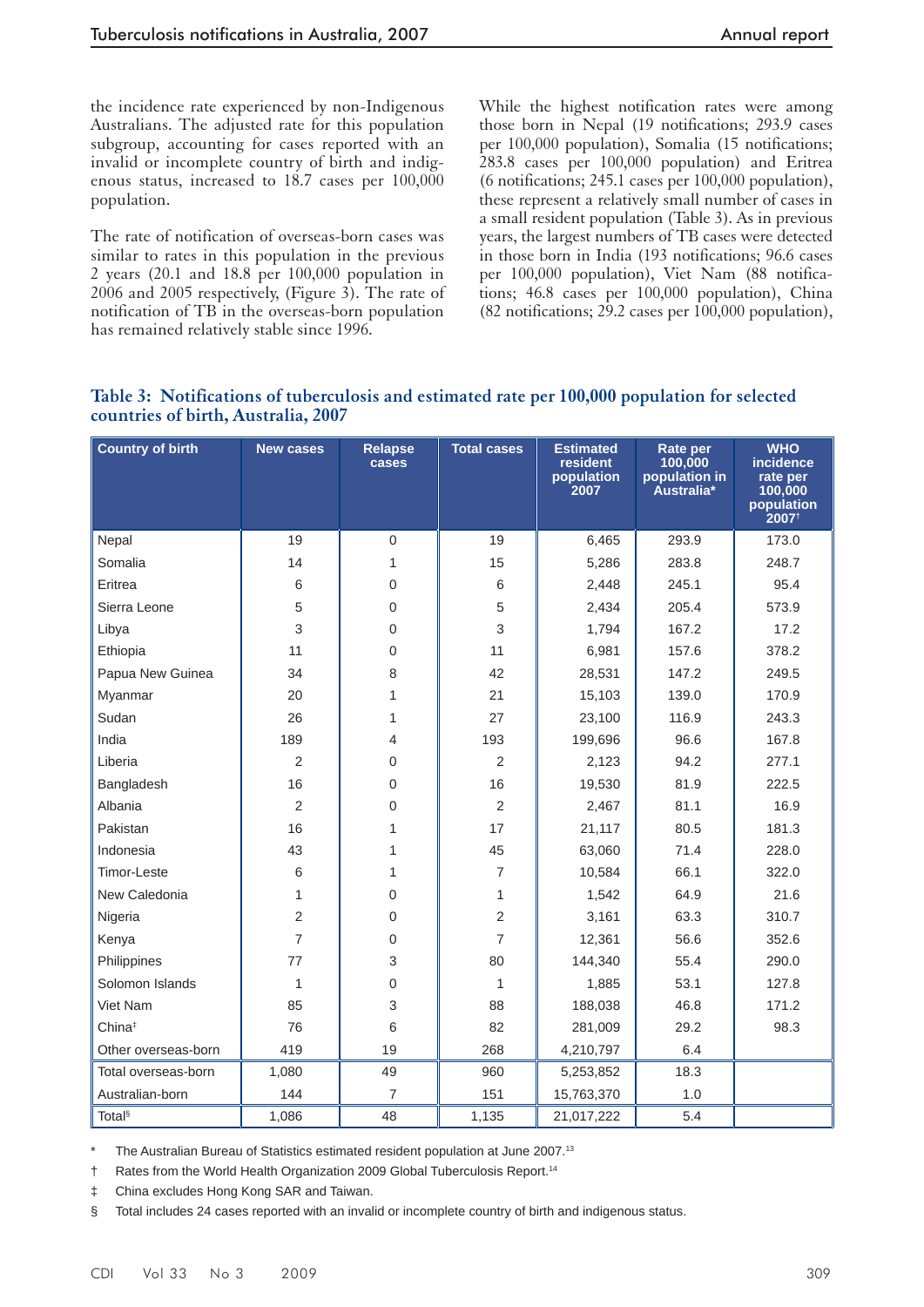the incidence rate experienced by non-Indigenous Australians. The adjusted rate for this population subgroup, accounting for cases reported with an invalid or incomplete country of birth and indigenous status, increased to 18.7 cases per 100,000 population.

The rate of notification of overseas-born cases was similar to rates in this population in the previous 2 years (20.1 and 18.8 per 100,000 population in 2006 and 2005 respectively, (Figure 3). The rate of notification of TB in the overseas-born population has remained relatively stable since 1996.

While the highest notification rates were among those born in Nepal (19 notifications; 293.9 cases per 100,000 population), Somalia (15 notifications; 283.8 cases per 100,000 population) and Eritrea (6 notifications; 245.1 cases per 100,000 population), these represent a relatively small number of cases in a small resident population (Table 3). As in previous years, the largest numbers of TB cases were detected in those born in India (193 notifications; 96.6 cases per 100,000 population), Viet Nam (88 notifications; 46.8 cases per 100,000 population), China (82 notifications; 29.2 cases per 100,000 population),

**Table 3: Notifications of tuberculosis and estimated rate per 100,000 population for selected countries of birth, Australia, 2007**

| Country of birth | New cases | Relapse cases | Total cases | Estimated resident population 2007 | Rate per 100,000 population in Australia* | WHO incidence rate per 100,000 population 2007† |
|---|---|---|---|---|---|---|
| Nepal | 19 | 0 | 19 | 6,465 | 293.9 | 173.0 |
| Somalia | 14 | 1 | 15 | 5,286 | 283.8 | 248.7 |
| Eritrea | 6 | 0 | 6 | 2,448 | 245.1 | 95.4 |
| Sierra Leone | 5 | 0 | 5 | 2,434 | 205.4 | 573.9 |
| Libya | 3 | 0 | 3 | 1,794 | 167.2 | 17.2 |
| Ethiopia | 11 | 0 | 11 | 6,981 | 157.6 | 378.2 |
| Papua New Guinea | 34 | 8 | 42 | 28,531 | 147.2 | 249.5 |
| Myanmar | 20 | 1 | 21 | 15,103 | 139.0 | 170.9 |
| Sudan | 26 | 1 | 27 | 23,100 | 116.9 | 243.3 |
| India | 189 | 4 | 193 | 199,696 | 96.6 | 167.8 |
| Liberia | 2 | 0 | 2 | 2,123 | 94.2 | 277.1 |
| Bangladesh | 16 | 0 | 16 | 19,530 | 81.9 | 222.5 |
| Albania | 2 | 0 | 2 | 2,467 | 81.1 | 16.9 |
| Pakistan | 16 | 1 | 17 | 21,117 | 80.5 | 181.3 |
| Indonesia | 43 | 1 | 45 | 63,060 | 71.4 | 228.0 |
| Timor-Leste | 6 | 1 | 7 | 10,584 | 66.1 | 322.0 |
| New Caledonia | 1 | 0 | 1 | 1,542 | 64.9 | 21.6 |
| Nigeria | 2 | 0 | 2 | 3,161 | 63.3 | 310.7 |
| Kenya | 7 | 0 | 7 | 12,361 | 56.6 | 352.6 |
| Philippines | 77 | 3 | 80 | 144,340 | 55.4 | 290.0 |
| Solomon Islands | 1 | 0 | 1 | 1,885 | 53.1 | 127.8 |
| Viet Nam | 85 | 3 | 88 | 188,038 | 46.8 | 171.2 |
| China‡ | 76 | 6 | 82 | 281,009 | 29.2 | 98.3 |
| Other overseas-born | 419 | 19 | 268 | 4,210,797 | 6.4 | |
| Total overseas-born | 1,080 | 49 | 960 | 5,253,852 | 18.3 | |
| Australian-born | 144 | 7 | 151 | 15,763,370 | 1.0 | |
| Total§ | 1,086 | 48 | 1,135 | 21,017,222 | 5.4 | |

\* The Australian Bureau of Statistics estimated resident population at June 2007.[13]

† Rates from the World Health Organization 2009 Global Tuberculosis Report.[14]

‡ China excludes Hong Kong SAR and Taiwan.

§ Total includes 24 cases reported with an invalid or incomplete country of birth and indigenous status.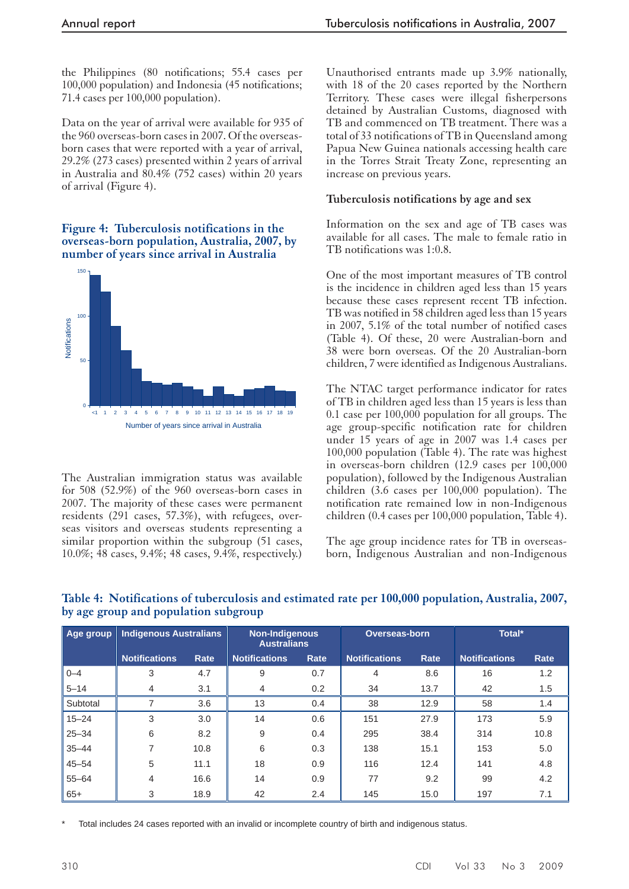the Philippines (80 notifications; 55.4 cases per 100,000 population) and Indonesia (45 notifications; 71.4 cases per 100,000 population).

Data on the year of arrival were available for 935 of the 960 overseas-born cases in 2007. Of the overseas-born cases that were reported with a year of arrival, 29.2% (273 cases) presented within 2 years of arrival in Australia and 80.4% (752 cases) within 20 years of arrival (Figure 4).

**Figure 4: Tuberculosis notifications in the overseas-born population, Australia, 2007, by number of years since arrival in Australia**

The Australian immigration status was available for 508 (52.9%) of the 960 overseas-born cases in 2007. The majority of these cases were permanent residents (291 cases, 57.3%), with refugees, overseas visitors and overseas students representing a similar proportion within the subgroup (51 cases, 10.0%; 48 cases, 9.4%; 48 cases, 9.4%, respectively.)

Unauthorised entrants made up 3.9% nationally, with 18 of the 20 cases reported by the Northern Territory. These cases were illegal fisherpersons detained by Australian Customs, diagnosed with TB and commenced on TB treatment. There was a total of 33 notifications of TB in Queensland among Papua New Guinea nationals accessing health care in the Torres Strait Treaty Zone, representing an increase on previous years.

### Tuberculosis notifications by age and sex

Information on the sex and age of TB cases was available for all cases. The male to female ratio in TB notifications was 1:0.8.

One of the most important measures of TB control is the incidence in children aged less than 15 years because these cases represent recent TB infection. TB was notified in 58 children aged less than 15 years in 2007, 5.1% of the total number of notified cases (Table 4). Of these, 20 were Australian-born and 38 were born overseas. Of the 20 Australian-born children, 7 were identified as Indigenous Australians.

The NTAC target performance indicator for rates of TB in children aged less than 15 years is less than 0.1 case per 100,000 population for all groups. The age group-specific notification rate for children under 15 years of age in 2007 was 1.4 cases per 100,000 population (Table 4). The rate was highest in overseas-born children (12.9 cases per 100,000 population), followed by the Indigenous Australian children (3.6 cases per 100,000 population). The notification rate remained low in non-Indigenous children (0.4 cases per 100,000 population, Table 4).

The age group incidence rates for TB in overseas-born, Indigenous Australian and non-Indigenous

**Table 4: Notifications of tuberculosis and estimated rate per 100,000 population, Australia, 2007, by age group and population subgroup**

| Age group | Indigenous Australians | | Non-Indigenous Australians | | Overseas-born | | Total* | |
|---|---|---|---|---|---|---|---|---|
| | Notifications | Rate | Notifications | Rate | Notifications | Rate | Notifications | Rate |
| 0–4 | 3 | 4.7 | 9 | 0.7 | 4 | 8.6 | 16 | 1.2 |
| 5–14 | 4 | 3.1 | 4 | 0.2 | 34 | 13.7 | 42 | 1.5 |
| Subtotal | 7 | 3.6 | 13 | 0.4 | 38 | 12.9 | 58 | 1.4 |
| 15–24 | 3 | 3.0 | 14 | 0.6 | 151 | 27.9 | 173 | 5.9 |
| 25–34 | 6 | 8.2 | 9 | 0.4 | 295 | 38.4 | 314 | 10.8 |
| 35–44 | 7 | 10.8 | 6 | 0.3 | 138 | 15.1 | 153 | 5.0 |
| 45–54 | 5 | 11.1 | 18 | 0.9 | 116 | 12.4 | 141 | 4.8 |
| 55–64 | 4 | 16.6 | 14 | 0.9 | 77 | 9.2 | 99 | 4.2 |
| 65+ | 3 | 18.9 | 42 | 2.4 | 145 | 15.0 | 197 | 7.1 |

\* Total includes 24 cases reported with an invalid or incomplete country of birth and indigenous status.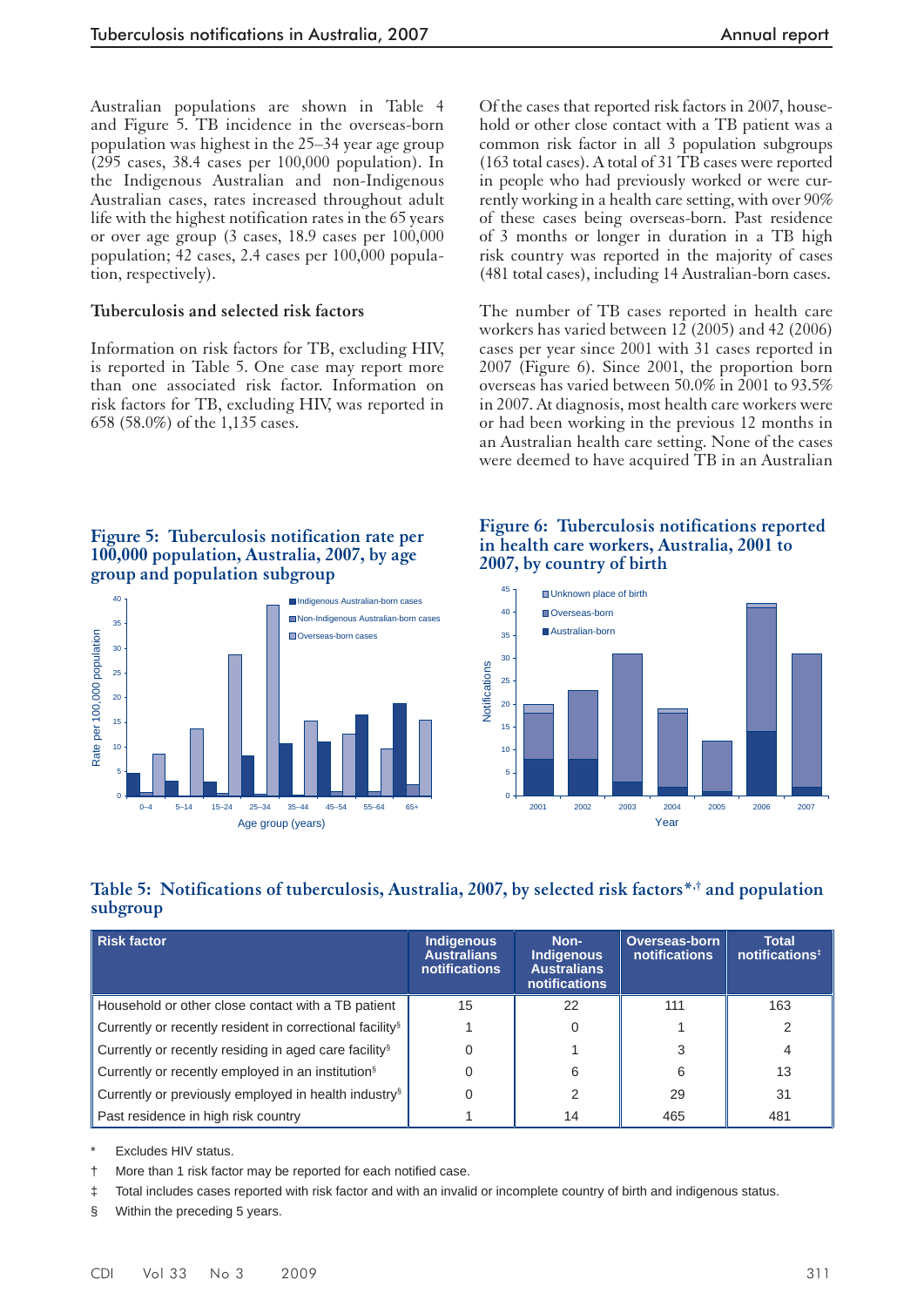Australian populations are shown in Table 4 and Figure 5. TB incidence in the overseas-born population was highest in the 25–34 year age group (295 cases, 38.4 cases per 100,000 population). In the Indigenous Australian and non-Indigenous Australian cases, rates increased throughout adult life with the highest notification rates in the 65 years or over age group (3 cases, 18.9 cases per 100,000 population; 42 cases, 2.4 cases per 100,000 population, respectively).

### Tuberculosis and selected risk factors

Information on risk factors for TB, excluding HIV, is reported in Table 5. One case may report more than one associated risk factor. Information on risk factors for TB, excluding HIV, was reported in 658 (58.0%) of the 1,135 cases.

Of the cases that reported risk factors in 2007, household or other close contact with a TB patient was a common risk factor in all 3 population subgroups (163 total cases). A total of 31 TB cases were reported in people who had previously worked or were currently working in a health care setting, with over 90% of these cases being overseas-born. Past residence of 3 months or longer in duration in a TB high risk country was reported in the majority of cases (481 total cases), including 14 Australian-born cases.

The number of TB cases reported in health care workers has varied between 12 (2005) and 42 (2006) cases per year since 2001 with 31 cases reported in 2007 (Figure 6). Since 2001, the proportion born overseas has varied between 50.0% in 2001 to 93.5% in 2007. At diagnosis, most health care workers were or had been working in the previous 12 months in an Australian health care setting. None of the cases were deemed to have acquired TB in an Australian

**Figure 5: Tuberculosis notification rate per 100,000 population, Australia, 2007, by age group and population subgroup**

**Figure 6: Tuberculosis notifications reported in health care workers, Australia, 2001 to 2007, by country of birth**

**Table 5: Notifications of tuberculosis, Australia, 2007, by selected risk factors*,† and population subgroup**

| Risk factor | Indigenous Australians notifications | Non-Indigenous Australians notifications | Overseas-born notifications | Total notifications‡ |
|---|---|---|---|---|
| Household or other close contact with a TB patient | 15 | 22 | 111 | 163 |
| Currently or recently resident in correctional facility§ | 1 | 0 | 1 | 2 |
| Currently or recently residing in aged care facility§ | 0 | 1 | 3 | 4 |
| Currently or recently employed in an institution§ | 0 | 6 | 6 | 13 |
| Currently or previously employed in health industry§ | 0 | 2 | 29 | 31 |
| Past residence in high risk country | 1 | 14 | 465 | 481 |

\* Excludes HIV status.

† More than 1 risk factor may be reported for each notified case.

‡ Total includes cases reported with risk factor and with an invalid or incomplete country of birth and indigenous status.

§ Within the preceding 5 years.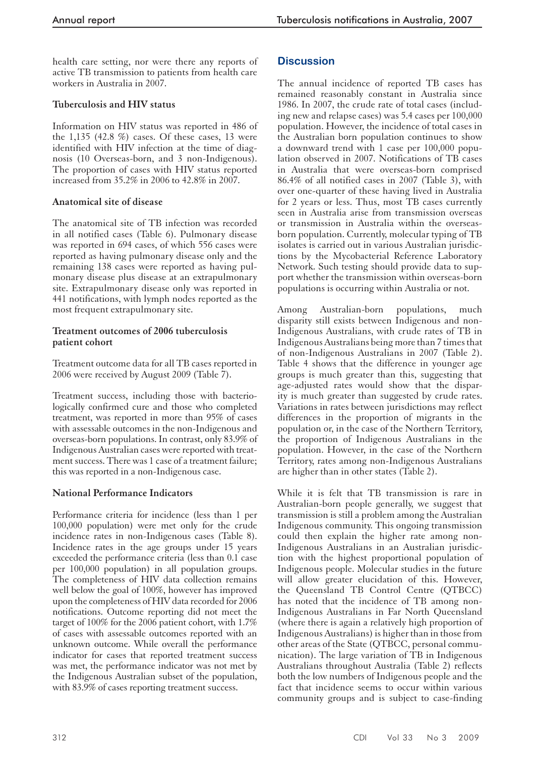health care setting, nor were there any reports of active TB transmission to patients from health care workers in Australia in 2007.

### Tuberculosis and HIV status

Information on HIV status was reported in 486 of the 1,135 (42.8 %) cases. Of these cases, 13 were identified with HIV infection at the time of diagnosis (10 Overseas-born, and 3 non-Indigenous). The proportion of cases with HIV status reported increased from 35.2% in 2006 to 42.8% in 2007.

### Anatomical site of disease

The anatomical site of TB infection was recorded in all notified cases (Table 6). Pulmonary disease was reported in 694 cases, of which 556 cases were reported as having pulmonary disease only and the remaining 138 cases were reported as having pulmonary disease plus disease at an extrapulmonary site. Extrapulmonary disease only was reported in 441 notifications, with lymph nodes reported as the most frequent extrapulmonary site.

### Treatment outcomes of 2006 tuberculosis patient cohort

Treatment outcome data for all TB cases reported in 2006 were received by August 2009 (Table 7).

Treatment success, including those with bacteriologically confirmed cure and those who completed treatment, was reported in more than 95% of cases with assessable outcomes in the non-Indigenous and overseas-born populations. In contrast, only 83.9% of Indigenous Australian cases were reported with treatment success. There was 1 case of a treatment failure; this was reported in a non-Indigenous case.

### National Performance Indicators

Performance criteria for incidence (less than 1 per 100,000 population) were met only for the crude incidence rates in non-Indigenous cases (Table 8). Incidence rates in the age groups under 15 years exceeded the performance criteria (less than 0.1 case per 100,000 population) in all population groups. The completeness of HIV data collection remains well below the goal of 100%, however has improved upon the completeness of HIV data recorded for 2006 notifications. Outcome reporting did not meet the target of 100% for the 2006 patient cohort, with 1.7% of cases with assessable outcomes reported with an unknown outcome. While overall the performance indicator for cases that reported treatment success was met, the performance indicator was not met by the Indigenous Australian subset of the population, with 83.9% of cases reporting treatment success.

## Discussion

The annual incidence of reported TB cases has remained reasonably constant in Australia since 1986. In 2007, the crude rate of total cases (including new and relapse cases) was 5.4 cases per 100,000 population. However, the incidence of total cases in the Australian born population continues to show a downward trend with 1 case per 100,000 population observed in 2007. Notifications of TB cases in Australia that were overseas-born comprised 86.4% of all notified cases in 2007 (Table 3), with over one-quarter of these having lived in Australia for 2 years or less. Thus, most TB cases currently seen in Australia arise from transmission overseas or transmission in Australia within the overseas-born population. Currently, molecular typing of TB isolates is carried out in various Australian jurisdictions by the Mycobacterial Reference Laboratory Network. Such testing should provide data to support whether the transmission within overseas-born populations is occurring within Australia or not.

Among Australian-born populations, much disparity still exists between Indigenous and non-Indigenous Australians, with crude rates of TB in Indigenous Australians being more than 7 times that of non-Indigenous Australians in 2007 (Table 2). Table 4 shows that the difference in younger age groups is much greater than this, suggesting that age-adjusted rates would show that the disparity is much greater than suggested by crude rates. Variations in rates between jurisdictions may reflect differences in the proportion of migrants in the population or, in the case of the Northern Territory, the proportion of Indigenous Australians in the population. However, in the case of the Northern Territory, rates among non-Indigenous Australians are higher than in other states (Table 2).

While it is felt that TB transmission is rare in Australian-born people generally, we suggest that transmission is still a problem among the Australian Indigenous community. This ongoing transmission could then explain the higher rate among non-Indigenous Australians in an Australian jurisdiction with the highest proportional population of Indigenous people. Molecular studies in the future will allow greater elucidation of this. However, the Queensland TB Control Centre (QTBCC) has noted that the incidence of TB among non-Indigenous Australians in Far North Queensland (where there is again a relatively high proportion of Indigenous Australians) is higher than in those from other areas of the State (QTBCC, personal communication). The large variation of TB in Indigenous Australians throughout Australia (Table 2) reflects both the low numbers of Indigenous people and the fact that incidence seems to occur within various community groups and is subject to case-finding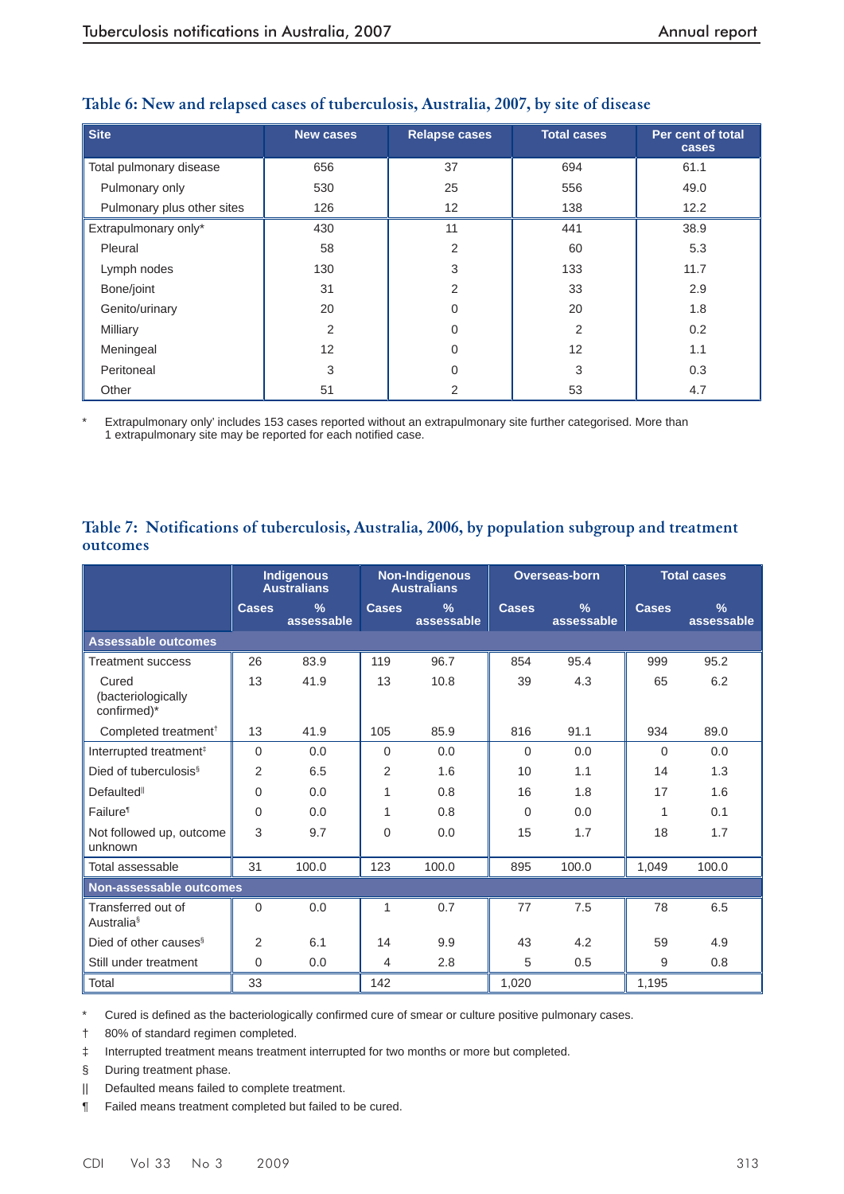### Table 6: New and relapsed cases of tuberculosis, Australia, 2007, by site of disease

| Site | New cases | Relapse cases | Total cases | Per cent of total cases |
|---|---|---|---|---|
| Total pulmonary disease | 656 | 37 | 694 | 61.1 |
| Pulmonary only | 530 | 25 | 556 | 49.0 |
| Pulmonary plus other sites | 126 | 12 | 138 | 12.2 |
| Extrapulmonary only* | 430 | 11 | 441 | 38.9 |
| Pleural | 58 | 2 | 60 | 5.3 |
| Lymph nodes | 130 | 3 | 133 | 11.7 |
| Bone/joint | 31 | 2 | 33 | 2.9 |
| Genito/urinary | 20 | 0 | 20 | 1.8 |
| Milliary | 2 | 0 | 2 | 0.2 |
| Meningeal | 12 | 0 | 12 | 1.1 |
| Peritoneal | 3 | 0 | 3 | 0.3 |
| Other | 51 | 2 | 53 | 4.7 |

\* Extrapulmonary only' includes 153 cases reported without an extrapulmonary site further categorised. More than 1 extrapulmonary site may be reported for each notified case.

### Table 7: Notifications of tuberculosis, Australia, 2006, by population subgroup and treatment outcomes

| | Indigenous Australians | | Non-Indigenous Australians | | Overseas-born | | Total cases | |
|---|---|---|---|---|---|---|---|---|
| | Cases | % assessable | Cases | % assessable | Cases | % assessable | Cases | % assessable |
| **Assessable outcomes** | | | | | | | | |
| Treatment success | 26 | 83.9 | 119 | 96.7 | 854 | 95.4 | 999 | 95.2 |
| Cured (bacteriologically confirmed)* | 13 | 41.9 | 13 | 10.8 | 39 | 4.3 | 65 | 6.2 |
| Completed treatment† | 13 | 41.9 | 105 | 85.9 | 816 | 91.1 | 934 | 89.0 |
| Interrupted treatment‡ | 0 | 0.0 | 0 | 0.0 | 0 | 0.0 | 0 | 0.0 |
| Died of tuberculosis§ | 2 | 6.5 | 2 | 1.6 | 10 | 1.1 | 14 | 1.3 |
| Defaulted‖ | 0 | 0.0 | 1 | 0.8 | 16 | 1.8 | 17 | 1.6 |
| Failure¶ | 0 | 0.0 | 1 | 0.8 | 0 | 0.0 | 1 | 0.1 |
| Not followed up, outcome unknown | 3 | 9.7 | 0 | 0.0 | 15 | 1.7 | 18 | 1.7 |
| Total assessable | 31 | 100.0 | 123 | 100.0 | 895 | 100.0 | 1,049 | 100.0 |
| **Non-assessable outcomes** | | | | | | | | |
| Transferred out of Australia§ | 0 | 0.0 | 1 | 0.7 | 77 | 7.5 | 78 | 6.5 |
| Died of other causes§ | 2 | 6.1 | 14 | 9.9 | 43 | 4.2 | 59 | 4.9 |
| Still under treatment | 0 | 0.0 | 4 | 2.8 | 5 | 0.5 | 9 | 0.8 |
| Total | 33 | | 142 | | 1,020 | | 1,195 | |

\* Cured is defined as the bacteriologically confirmed cure of smear or culture positive pulmonary cases.

† 80% of standard regimen completed.

‡ Interrupted treatment means treatment interrupted for two months or more but completed.

§ During treatment phase.

|| Defaulted means failed to complete treatment.

¶ Failed means treatment completed but failed to be cured.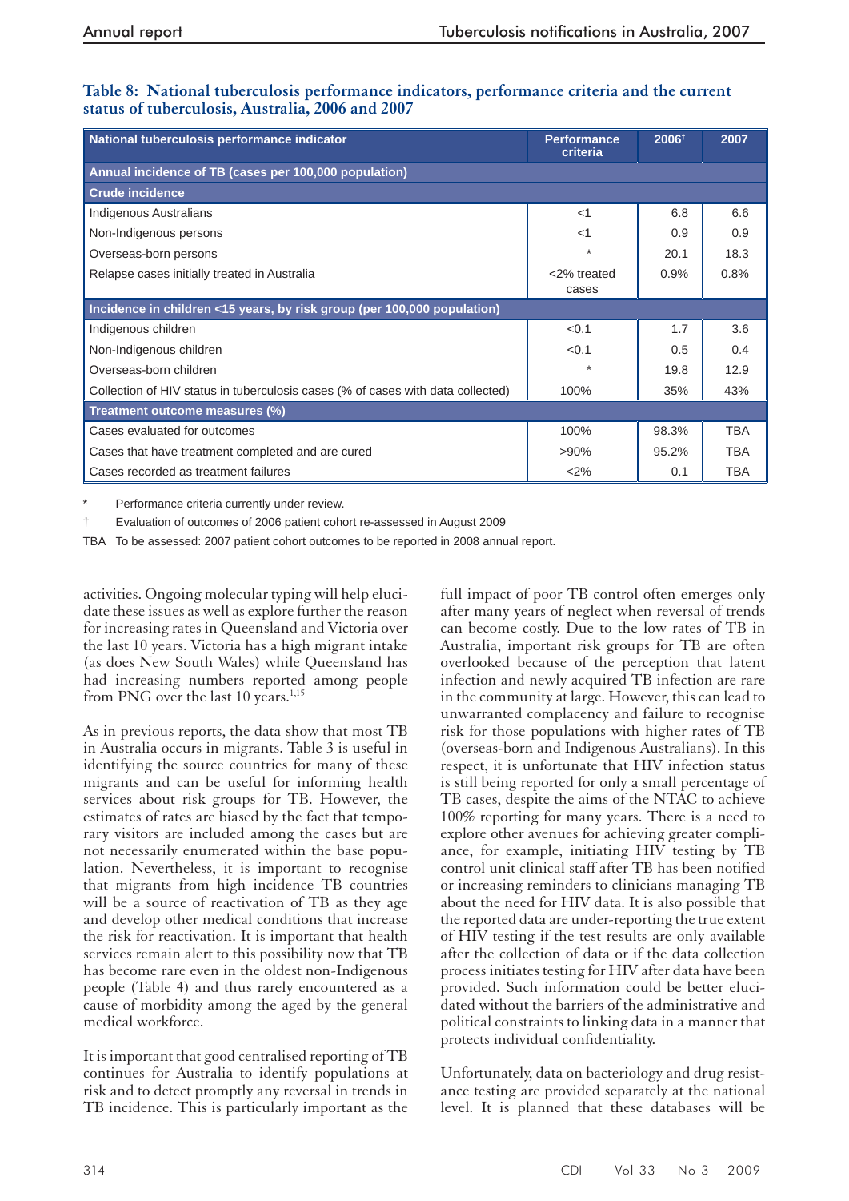**Table 8: National tuberculosis performance indicators, performance criteria and the current status of tuberculosis, Australia, 2006 and 2007**

| National tuberculosis performance indicator | Performance criteria | 2006[†] | 2007 |
|---|---|---|---|
| **Annual incidence of TB (cases per 100,000 population)** | | | |
| **Crude incidence** | | | |
| Indigenous Australians | <1 | 6.8 | 6.6 |
| Non-Indigenous persons | <1 | 0.9 | 0.9 |
| Overseas-born persons | * | 20.1 | 18.3 |
| Relapse cases initially treated in Australia | <2% treated cases | 0.9% | 0.8% |
| **Incidence in children <15 years, by risk group (per 100,000 population)** | | | |
| Indigenous children | <0.1 | 1.7 | 3.6 |
| Non-Indigenous children | <0.1 | 0.5 | 0.4 |
| Overseas-born children | * | 19.8 | 12.9 |
| Collection of HIV status in tuberculosis cases (% of cases with data collected) | 100% | 35% | 43% |
| **Treatment outcome measures (%)** | | | |
| Cases evaluated for outcomes | 100% | 98.3% | TBA |
| Cases that have treatment completed and are cured | >90% | 95.2% | TBA |
| Cases recorded as treatment failures | <2% | 0.1 | TBA |

\* Performance criteria currently under review.

† Evaluation of outcomes of 2006 patient cohort re-assessed in August 2009

TBA To be assessed: 2007 patient cohort outcomes to be reported in 2008 annual report.

activities. Ongoing molecular typing will help elucidate these issues as well as explore further the reason for increasing rates in Queensland and Victoria over the last 10 years. Victoria has a high migrant intake (as does New South Wales) while Queensland has had increasing numbers reported among people from PNG over the last 10 years.[1,15]

As in previous reports, the data show that most TB in Australia occurs in migrants. Table 3 is useful in identifying the source countries for many of these migrants and can be useful for informing health services about risk groups for TB. However, the estimates of rates are biased by the fact that temporary visitors are included among the cases but are not necessarily enumerated within the base population. Nevertheless, it is important to recognise that migrants from high incidence TB countries will be a source of reactivation of TB as they age and develop other medical conditions that increase the risk for reactivation. It is important that health services remain alert to this possibility now that TB has become rare even in the oldest non-Indigenous people (Table 4) and thus rarely encountered as a cause of morbidity among the aged by the general medical workforce.

It is important that good centralised reporting of TB continues for Australia to identify populations at risk and to detect promptly any reversal in trends in TB incidence. This is particularly important as the full impact of poor TB control often emerges only after many years of neglect when reversal of trends can become costly. Due to the low rates of TB in Australia, important risk groups for TB are often overlooked because of the perception that latent infection and newly acquired TB infection are rare in the community at large. However, this can lead to unwarranted complacency and failure to recognise risk for those populations with higher rates of TB (overseas-born and Indigenous Australians). In this respect, it is unfortunate that HIV infection status is still being reported for only a small percentage of TB cases, despite the aims of the NTAC to achieve 100% reporting for many years. There is a need to explore other avenues for achieving greater compliance, for example, initiating HIV testing by TB control unit clinical staff after TB has been notified or increasing reminders to clinicians managing TB about the need for HIV data. It is also possible that the reported data are under-reporting the true extent of HIV testing if the test results are only available after the collection of data or if the data collection process initiates testing for HIV after data have been provided. Such information could be better elucidated without the barriers of the administrative and political constraints to linking data in a manner that protects individual confidentiality.

Unfortunately, data on bacteriology and drug resistance testing are provided separately at the national level. It is planned that these databases will be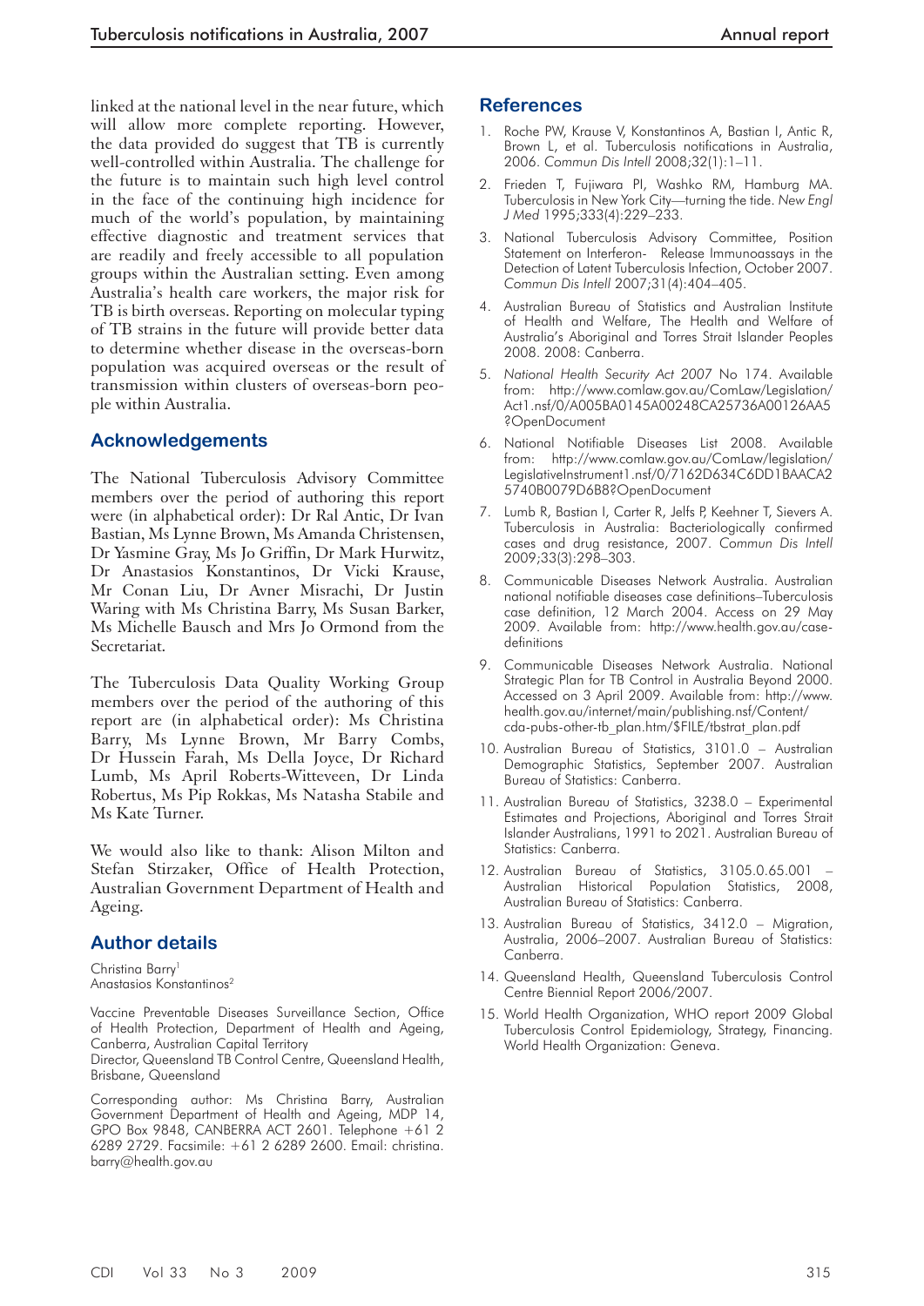linked at the national level in the near future, which will allow more complete reporting. However, the data provided do suggest that TB is currently well-controlled within Australia. The challenge for the future is to maintain such high level control in the face of the continuing high incidence for much of the world's population, by maintaining effective diagnostic and treatment services that are readily and freely accessible to all population groups within the Australian setting. Even among Australia's health care workers, the major risk for TB is birth overseas. Reporting on molecular typing of TB strains in the future will provide better data to determine whether disease in the overseas-born population was acquired overseas or the result of transmission within clusters of overseas-born people within Australia.

## Acknowledgements

The National Tuberculosis Advisory Committee members over the period of authoring this report were (in alphabetical order): Dr Ral Antic, Dr Ivan Bastian, Ms Lynne Brown, Ms Amanda Christensen, Dr Yasmine Gray, Ms Jo Griffin, Dr Mark Hurwitz, Dr Anastasios Konstantinos, Dr Vicki Krause, Mr Conan Liu, Dr Avner Misrachi, Dr Justin Waring with Ms Christina Barry, Ms Susan Barker, Ms Michelle Bausch and Mrs Jo Ormond from the Secretariat.

The Tuberculosis Data Quality Working Group members over the period of the authoring of this report are (in alphabetical order): Ms Christina Barry, Ms Lynne Brown, Mr Barry Combs, Dr Hussein Farah, Ms Della Joyce, Dr Richard Lumb, Ms April Roberts-Witteveen, Dr Linda Robertus, Ms Pip Rokkas, Ms Natasha Stabile and Ms Kate Turner.

We would also like to thank: Alison Milton and Stefan Stirzaker, Office of Health Protection, Australian Government Department of Health and Ageing.

## Author details

Christina Barry[1]
Anastasios Konstantinos[2]

Vaccine Preventable Diseases Surveillance Section, Office of Health Protection, Department of Health and Ageing, Canberra, Australian Capital Territory
Director, Queensland TB Control Centre, Queensland Health, Brisbane, Queensland

Corresponding author: Ms Christina Barry, Australian Government Department of Health and Ageing, MDP 14, GPO Box 9848, CANBERRA ACT 2601. Telephone +61 2 6289 2729. Facsimile: +61 2 6289 2600. Email: christina.barry@health.gov.au

## References

1. Roche PW, Krause V, Konstantinos A, Bastian I, Antic R, Brown L, et al. Tuberculosis notifications in Australia, 2006. *Commun Dis Intell* 2008;32(1):1–11.
2. Frieden T, Fujiwara PI, Washko RM, Hamburg MA. Tuberculosis in New York City—turning the tide. *New Engl J Med* 1995;333(4):229–233.
3. National Tuberculosis Advisory Committee, Position Statement on Interferon- Release Immunoassays in the Detection of Latent Tuberculosis Infection, October 2007. *Commun Dis Intell* 2007;31(4):404–405.
4. Australian Bureau of Statistics and Australian Institute of Health and Welfare, The Health and Welfare of Australia's Aboriginal and Torres Strait Islander Peoples 2008. 2008: Canberra.
5. *National Health Security Act 2007* No 174. Available from: http://www.comlaw.gov.au/ComLaw/Legislation/Act1.nsf/0/A005BA0145A00248CA25736A00126AA5?OpenDocument
6. National Notifiable Diseases List 2008. Available from: http://www.comlaw.gov.au/ComLaw/legislation/LegislativeInstrument1.nsf/0/7162D634C6DD1BAACA25740B0079D6B8?OpenDocument
7. Lumb R, Bastian I, Carter R, Jelfs P, Keehner T, Sievers A. Tuberculosis in Australia: Bacteriologically confirmed cases and drug resistance, 2007. *Commun Dis Intell* 2009;33(3):298–303.
8. Communicable Diseases Network Australia. Australian national notifiable diseases case definitions–Tuberculosis case definition, 12 March 2004. Access on 29 May 2009. Available from: http://www.health.gov.au/casedefinitions
9. Communicable Diseases Network Australia. National Strategic Plan for TB Control in Australia Beyond 2000. Accessed on 3 April 2009. Available from: http://www.health.gov.au/internet/main/publishing.nsf/Content/cda-pubs-other-tb_plan.htm/$FILE/tbstrat_plan.pdf
10. Australian Bureau of Statistics, 3101.0 – Australian Demographic Statistics, September 2007. Australian Bureau of Statistics: Canberra.
11. Australian Bureau of Statistics, 3238.0 – Experimental Estimates and Projections, Aboriginal and Torres Strait Islander Australians, 1991 to 2021. Australian Bureau of Statistics: Canberra.
12. Australian Bureau of Statistics, 3105.0.65.001 – Australian Historical Population Statistics, 2008, Australian Bureau of Statistics: Canberra.
13. Australian Bureau of Statistics, 3412.0 – Migration, Australia, 2006–2007. Australian Bureau of Statistics: Canberra.
14. Queensland Health, Queensland Tuberculosis Control Centre Biennial Report 2006/2007.
15. World Health Organization, WHO report 2009 Global Tuberculosis Control Epidemiology, Strategy, Financing. World Health Organization: Geneva.